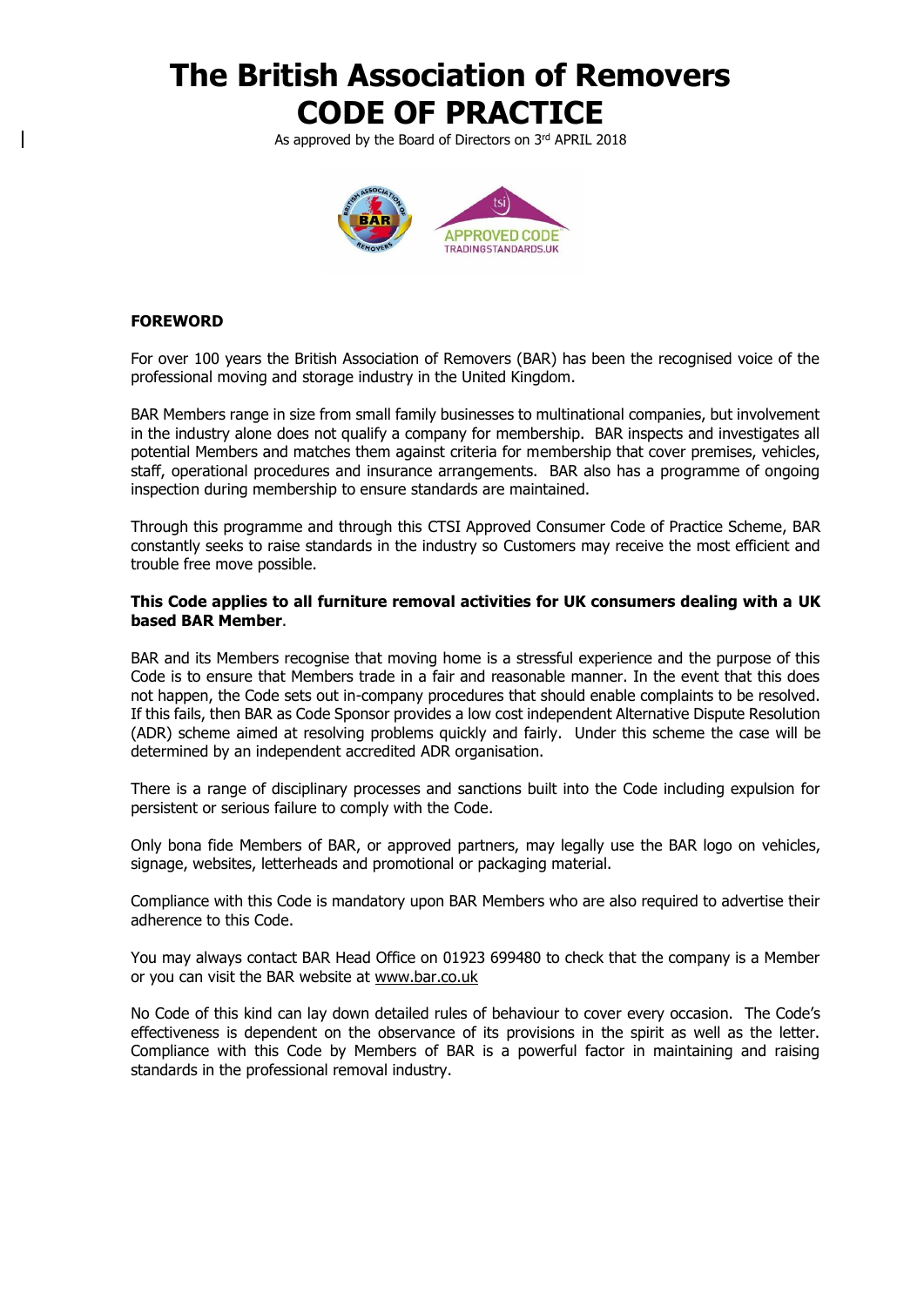# The British Association of Removers CODE OF PRACTICE

As approved by the Board of Directors on 3rd APRIL 2018

**FOREWORD**

For over 100 years the British Association of Removers (BAR) has been the recognised voice of the professional moving and storage industry in the United Kingdom.

BAR Members range in size from small family businesses to multinational companies, but involvement in the industry alone does not qualify a company for membership. BAR inspects and investigates all potential Members and matches them against criteria for membership that cover premises, vehicles, staff, operational procedures and insurance arrangements. BAR also has a programme of ongoing inspection during membership to ensure standards are maintained.

Through this programme and through this CTSI Approved Consumer Code of Practice Scheme, BAR constantly seeks to raise standards in the industry so Customers may receive the most efficient and trouble free move possible.

**This Code applies to all furniture removal activities for UK consumers dealing with a UK based BAR Member**.

BAR and its Members recognise that moving home is a stressful experience and the purpose of this Code is to ensure that Members trade in a fair and reasonable manner. In the event that this does not happen, the Code sets out in-company procedures that should enable complaints to be resolved. If this fails, then BAR as Code Sponsor provides a low cost independent Alternative Dispute Resolution (ADR) scheme aimed at resolving problems quickly and fairly. Under this scheme the case will be determined by an independent accredited ADR organisation.

There is a range of disciplinary processes and sanctions built into the Code including expulsion for persistent or serious failure to comply with the Code.

Only bona fide Members of BAR, or approved partners, may legally use the BAR logo on vehicles, signage, websites, letterheads and promotional or packaging material.

Compliance with this Code is mandatory upon BAR Members who are also required to advertise their adherence to this Code.

You may always contact BAR Head Office on 01923 699480 to check that the company is a Member or you can visit the BAR website at www.bar.co.uk

No Code of this kind can lay down detailed rules of behaviour to cover every occasion. The Code's effectiveness is dependent on the observance of its provisions in the spirit as well as the letter. Compliance with this Code by Members of BAR is a powerful factor in maintaining and raising standards in the professional removal industry.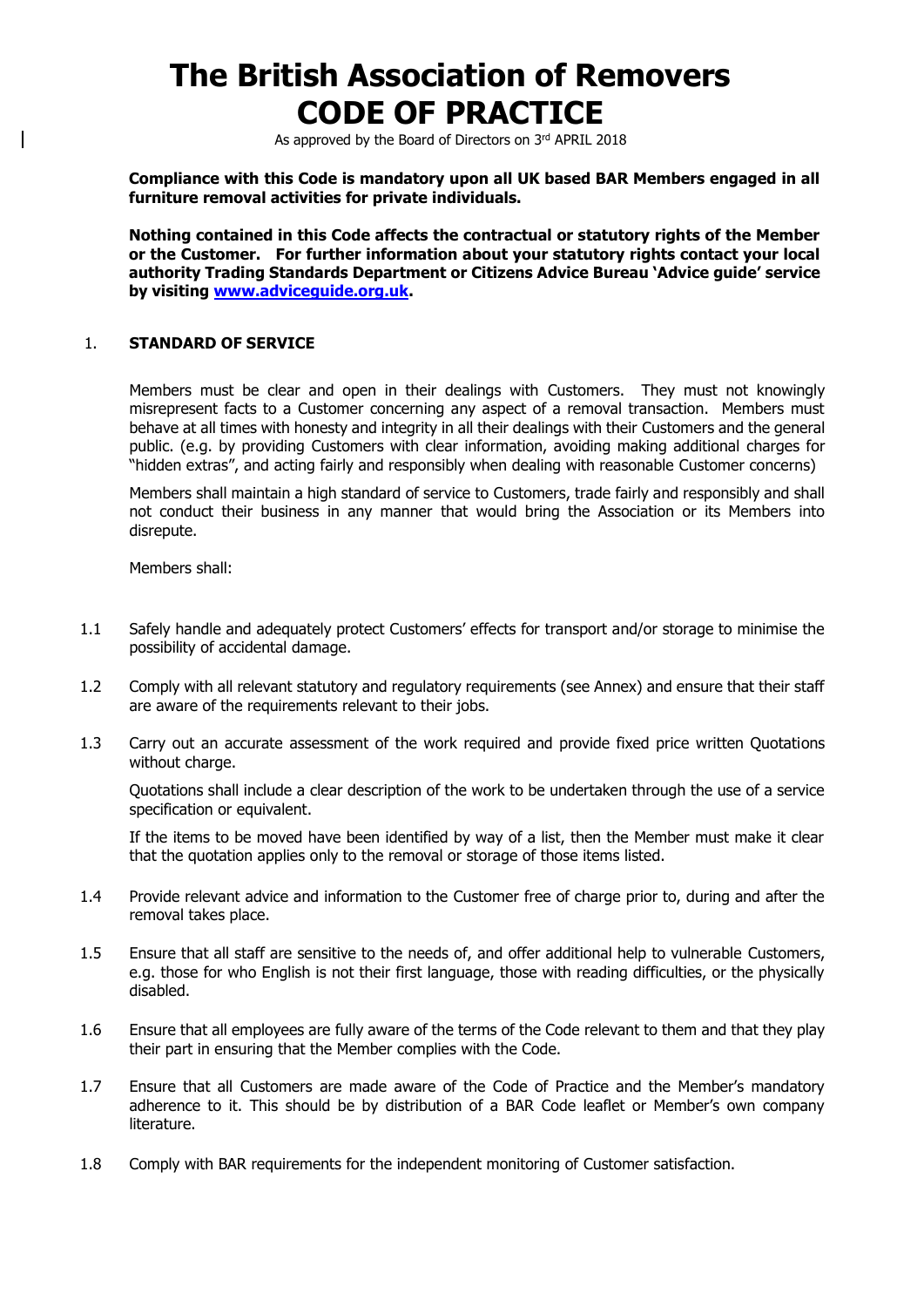# The British Association of Removers CODE OF PRACTICE

As approved by the Board of Directors on 3rd APRIL 2018

**Compliance with this Code is mandatory upon all UK based BAR Members engaged in all furniture removal activities for private individuals.**

**Nothing contained in this Code affects the contractual or statutory rights of the Member or the Customer. For further information about your statutory rights contact your local authority Trading Standards Department or Citizens Advice Bureau 'Advice guide' service by visiting [www.adviceguide.org.uk](http://www.adviceguide.org.uk).**

## 1. STANDARD OF SERVICE

Members must be clear and open in their dealings with Customers. They must not knowingly misrepresent facts to a Customer concerning any aspect of a removal transaction. Members must behave at all times with honesty and integrity in all their dealings with their Customers and the general public. (e.g. by providing Customers with clear information, avoiding making additional charges for "hidden extras", and acting fairly and responsibly when dealing with reasonable Customer concerns)

Members shall maintain a high standard of service to Customers, trade fairly and responsibly and shall not conduct their business in any manner that would bring the Association or its Members into disrepute.

Members shall:

1.1 Safely handle and adequately protect Customers' effects for transport and/or storage to minimise the possibility of accidental damage.

1.2 Comply with all relevant statutory and regulatory requirements (see Annex) and ensure that their staff are aware of the requirements relevant to their jobs.

1.3 Carry out an accurate assessment of the work required and provide fixed price written Quotations without charge.

Quotations shall include a clear description of the work to be undertaken through the use of a service specification or equivalent.

If the items to be moved have been identified by way of a list, then the Member must make it clear that the quotation applies only to the removal or storage of those items listed.

1.4 Provide relevant advice and information to the Customer free of charge prior to, during and after the removal takes place.

1.5 Ensure that all staff are sensitive to the needs of, and offer additional help to vulnerable Customers, e.g. those for who English is not their first language, those with reading difficulties, or the physically disabled.

1.6 Ensure that all employees are fully aware of the terms of the Code relevant to them and that they play their part in ensuring that the Member complies with the Code.

1.7 Ensure that all Customers are made aware of the Code of Practice and the Member's mandatory adherence to it. This should be by distribution of a BAR Code leaflet or Member's own company literature.

1.8 Comply with BAR requirements for the independent monitoring of Customer satisfaction.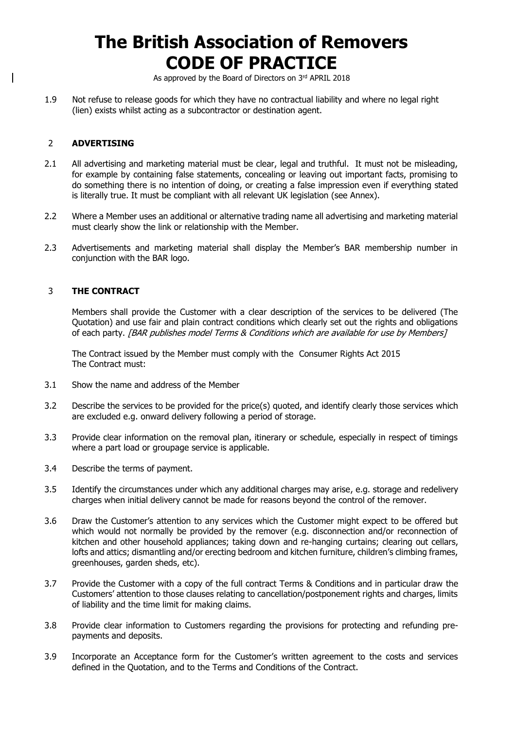1.9 Not refuse to release goods for which they have no contractual liability and where no legal right (lien) exists whilst acting as a subcontractor or destination agent.

## 2 ADVERTISING

2.1 All advertising and marketing material must be clear, legal and truthful. It must not be misleading, for example by containing false statements, concealing or leaving out important facts, promising to do something there is no intention of doing, or creating a false impression even if everything stated is literally true. It must be compliant with all relevant UK legislation (see Annex).

2.2 Where a Member uses an additional or alternative trading name all advertising and marketing material must clearly show the link or relationship with the Member.

2.3 Advertisements and marketing material shall display the Member's BAR membership number in conjunction with the BAR logo.

## 3 THE CONTRACT

Members shall provide the Customer with a clear description of the services to be delivered (The Quotation) and use fair and plain contract conditions which clearly set out the rights and obligations of each party. *[BAR publishes model Terms & Conditions which are available for use by Members]*

The Contract issued by the Member must comply with the Consumer Rights Act 2015
The Contract must:

3.1 Show the name and address of the Member

3.2 Describe the services to be provided for the price(s) quoted, and identify clearly those services which are excluded e.g. onward delivery following a period of storage.

3.3 Provide clear information on the removal plan, itinerary or schedule, especially in respect of timings where a part load or groupage service is applicable.

3.4 Describe the terms of payment.

3.5 Identify the circumstances under which any additional charges may arise, e.g. storage and redelivery charges when initial delivery cannot be made for reasons beyond the control of the remover.

3.6 Draw the Customer's attention to any services which the Customer might expect to be offered but which would not normally be provided by the remover (e.g. disconnection and/or reconnection of kitchen and other household appliances; taking down and re-hanging curtains; clearing out cellars, lofts and attics; dismantling and/or erecting bedroom and kitchen furniture, children's climbing frames, greenhouses, garden sheds, etc).

3.7 Provide the Customer with a copy of the full contract Terms & Conditions and in particular draw the Customers' attention to those clauses relating to cancellation/postponement rights and charges, limits of liability and the time limit for making claims.

3.8 Provide clear information to Customers regarding the provisions for protecting and refunding pre-payments and deposits.

3.9 Incorporate an Acceptance form for the Customer's written agreement to the costs and services defined in the Quotation, and to the Terms and Conditions of the Contract.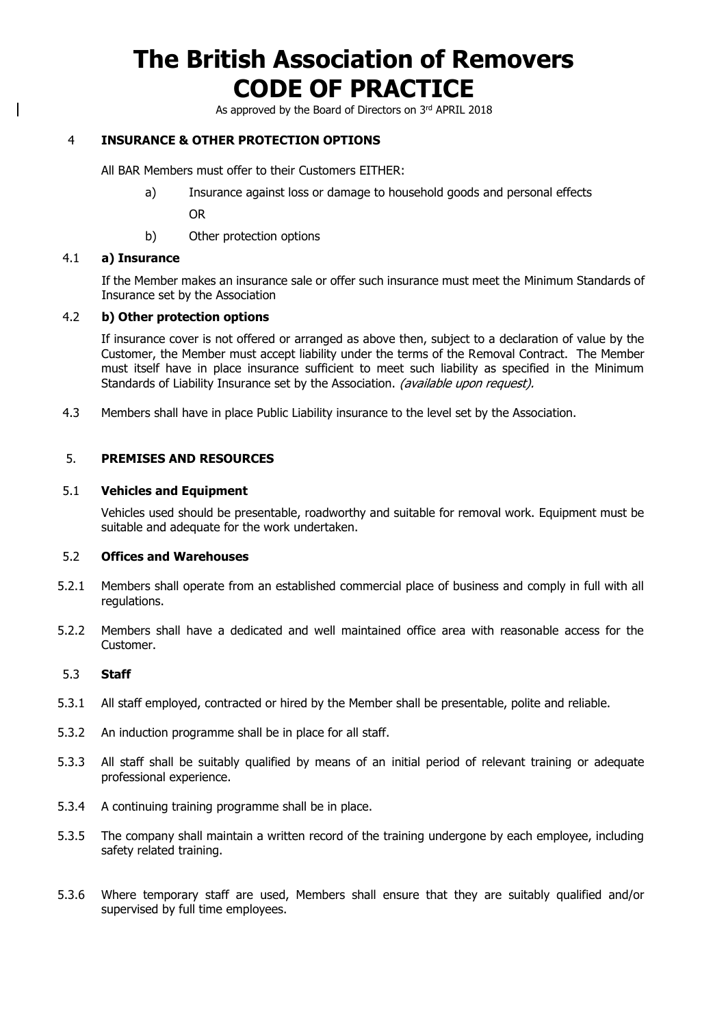# The British Association of Removers CODE OF PRACTICE

As approved by the Board of Directors on 3rd APRIL 2018

## 4 INSURANCE & OTHER PROTECTION OPTIONS

All BAR Members must offer to their Customers EITHER:

a) Insurance against loss or damage to household goods and personal effects

OR

b) Other protection options

### 4.1 a) Insurance

If the Member makes an insurance sale or offer such insurance must meet the Minimum Standards of Insurance set by the Association

### 4.2 b) Other protection options

If insurance cover is not offered or arranged as above then, subject to a declaration of value by the Customer, the Member must accept liability under the terms of the Removal Contract. The Member must itself have in place insurance sufficient to meet such liability as specified in the Minimum Standards of Liability Insurance set by the Association. *(available upon request).*

4.3 Members shall have in place Public Liability insurance to the level set by the Association.

## 5. PREMISES AND RESOURCES

### 5.1 Vehicles and Equipment

Vehicles used should be presentable, roadworthy and suitable for removal work. Equipment must be suitable and adequate for the work undertaken.

### 5.2 Offices and Warehouses

5.2.1 Members shall operate from an established commercial place of business and comply in full with all regulations.

5.2.2 Members shall have a dedicated and well maintained office area with reasonable access for the Customer.

### 5.3 Staff

5.3.1 All staff employed, contracted or hired by the Member shall be presentable, polite and reliable.

5.3.2 An induction programme shall be in place for all staff.

5.3.3 All staff shall be suitably qualified by means of an initial period of relevant training or adequate professional experience.

5.3.4 A continuing training programme shall be in place.

5.3.5 The company shall maintain a written record of the training undergone by each employee, including safety related training.

5.3.6 Where temporary staff are used, Members shall ensure that they are suitably qualified and/or supervised by full time employees.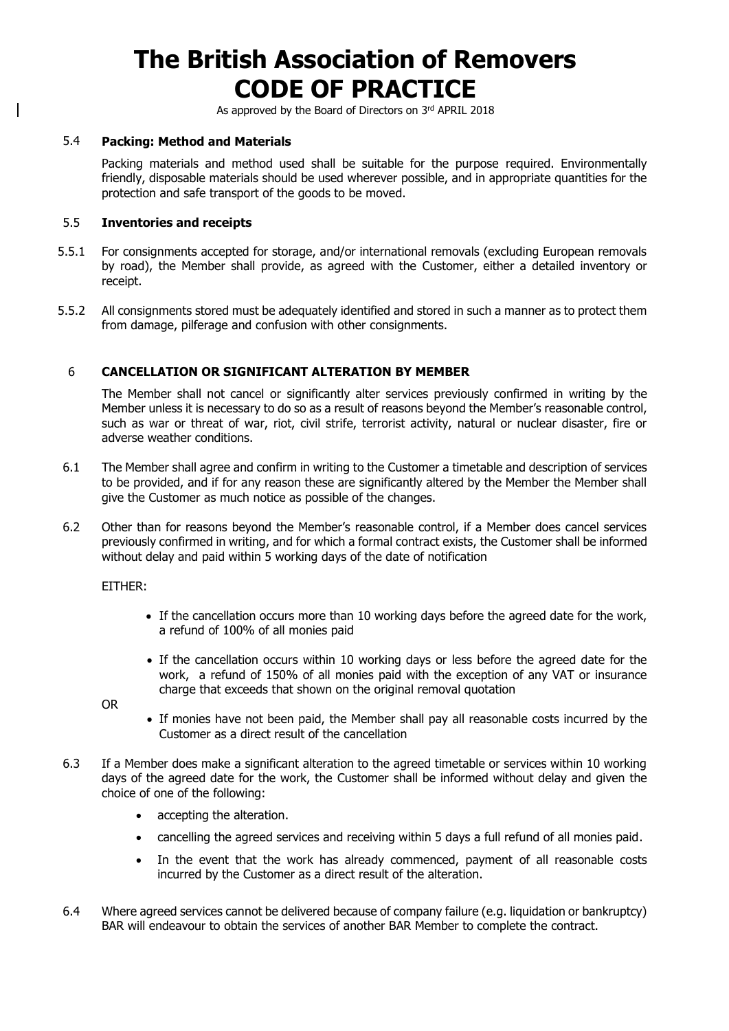# The British Association of Removers CODE OF PRACTICE

As approved by the Board of Directors on 3rd APRIL 2018

### 5.4 Packing: Method and Materials

Packing materials and method used shall be suitable for the purpose required. Environmentally friendly, disposable materials should be used wherever possible, and in appropriate quantities for the protection and safe transport of the goods to be moved.

### 5.5 Inventories and receipts

5.5.1 For consignments accepted for storage, and/or international removals (excluding European removals by road), the Member shall provide, as agreed with the Customer, either a detailed inventory or receipt.

5.5.2 All consignments stored must be adequately identified and stored in such a manner as to protect them from damage, pilferage and confusion with other consignments.

## 6 CANCELLATION OR SIGNIFICANT ALTERATION BY MEMBER

The Member shall not cancel or significantly alter services previously confirmed in writing by the Member unless it is necessary to do so as a result of reasons beyond the Member's reasonable control, such as war or threat of war, riot, civil strife, terrorist activity, natural or nuclear disaster, fire or adverse weather conditions.

6.1 The Member shall agree and confirm in writing to the Customer a timetable and description of services to be provided, and if for any reason these are significantly altered by the Member the Member shall give the Customer as much notice as possible of the changes.

6.2 Other than for reasons beyond the Member's reasonable control, if a Member does cancel services previously confirmed in writing, and for which a formal contract exists, the Customer shall be informed without delay and paid within 5 working days of the date of notification

EITHER:

- If the cancellation occurs more than 10 working days before the agreed date for the work, a refund of 100% of all monies paid
- If the cancellation occurs within 10 working days or less before the agreed date for the work, a refund of 150% of all monies paid with the exception of any VAT or insurance charge that exceeds that shown on the original removal quotation

OR

- If monies have not been paid, the Member shall pay all reasonable costs incurred by the Customer as a direct result of the cancellation

6.3 If a Member does make a significant alteration to the agreed timetable or services within 10 working days of the agreed date for the work, the Customer shall be informed without delay and given the choice of one of the following:

- accepting the alteration.
- cancelling the agreed services and receiving within 5 days a full refund of all monies paid.
- In the event that the work has already commenced, payment of all reasonable costs incurred by the Customer as a direct result of the alteration.

6.4 Where agreed services cannot be delivered because of company failure (e.g. liquidation or bankruptcy) BAR will endeavour to obtain the services of another BAR Member to complete the contract.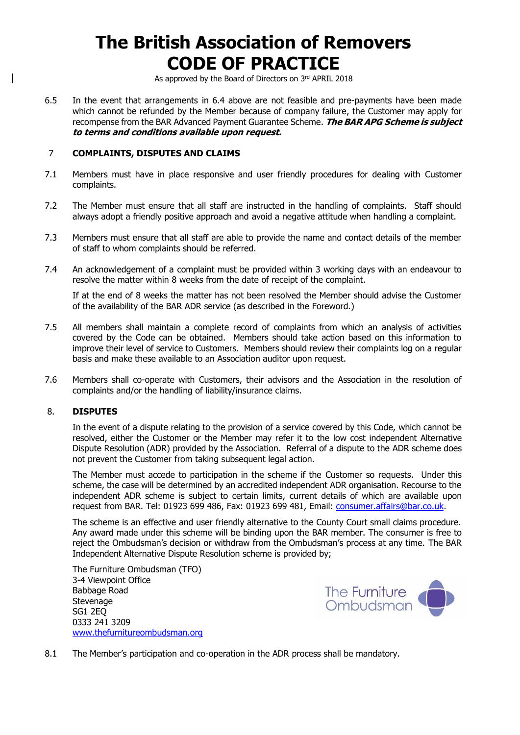6.5 In the event that arrangements in 6.4 above are not feasible and pre-payments have been made which cannot be refunded by the Member because of company failure, the Customer may apply for recompense from the BAR Advanced Payment Guarantee Scheme. ***The BAR APG Scheme is subject to terms and conditions available upon request.***

## 7 COMPLAINTS, DISPUTES AND CLAIMS

7.1 Members must have in place responsive and user friendly procedures for dealing with Customer complaints.

7.2 The Member must ensure that all staff are instructed in the handling of complaints. Staff should always adopt a friendly positive approach and avoid a negative attitude when handling a complaint.

7.3 Members must ensure that all staff are able to provide the name and contact details of the member of staff to whom complaints should be referred.

7.4 An acknowledgement of a complaint must be provided within 3 working days with an endeavour to resolve the matter within 8 weeks from the date of receipt of the complaint.

If at the end of 8 weeks the matter has not been resolved the Member should advise the Customer of the availability of the BAR ADR service (as described in the Foreword.)

7.5 All members shall maintain a complete record of complaints from which an analysis of activities covered by the Code can be obtained. Members should take action based on this information to improve their level of service to Customers. Members should review their complaints log on a regular basis and make these available to an Association auditor upon request.

7.6 Members shall co-operate with Customers, their advisors and the Association in the resolution of complaints and/or the handling of liability/insurance claims.

## 8. DISPUTES

In the event of a dispute relating to the provision of a service covered by this Code, which cannot be resolved, either the Customer or the Member may refer it to the low cost independent Alternative Dispute Resolution (ADR) provided by the Association. Referral of a dispute to the ADR scheme does not prevent the Customer from taking subsequent legal action.

The Member must accede to participation in the scheme if the Customer so requests. Under this scheme, the case will be determined by an accredited independent ADR organisation. Recourse to the independent ADR scheme is subject to certain limits, current details of which are available upon request from BAR. Tel: 01923 699 486, Fax: 01923 699 481, Email: consumer.affairs@bar.co.uk.

The scheme is an effective and user friendly alternative to the County Court small claims procedure. Any award made under this scheme will be binding upon the BAR member. The consumer is free to reject the Ombudsman's decision or withdraw from the Ombudsman's process at any time. The BAR Independent Alternative Dispute Resolution scheme is provided by;

The Furniture Ombudsman (TFO)
3-4 Viewpoint Office
Babbage Road
Stevenage
SG1 2EQ
0333 241 3209
www.thefurnitureombudsman.org

8.1 The Member's participation and co-operation in the ADR process shall be mandatory.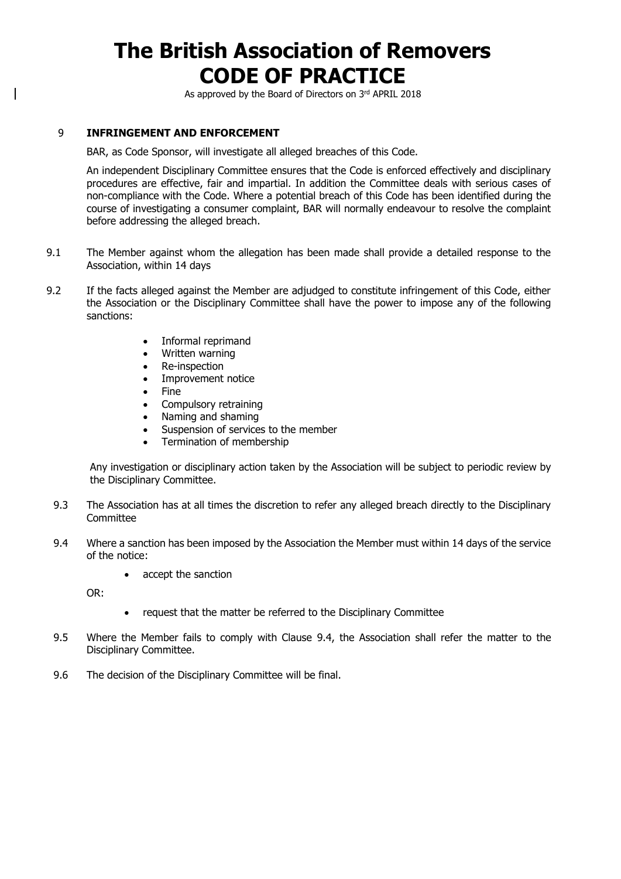# The British Association of Removers
# CODE OF PRACTICE

As approved by the Board of Directors on 3rd APRIL 2018

## 9 INFRINGEMENT AND ENFORCEMENT

BAR, as Code Sponsor, will investigate all alleged breaches of this Code.

An independent Disciplinary Committee ensures that the Code is enforced effectively and disciplinary procedures are effective, fair and impartial. In addition the Committee deals with serious cases of non-compliance with the Code. Where a potential breach of this Code has been identified during the course of investigating a consumer complaint, BAR will normally endeavour to resolve the complaint before addressing the alleged breach.

9.1 The Member against whom the allegation has been made shall provide a detailed response to the Association, within 14 days

9.2 If the facts alleged against the Member are adjudged to constitute infringement of this Code, either the Association or the Disciplinary Committee shall have the power to impose any of the following sanctions:

- Informal reprimand
- Written warning
- Re-inspection
- Improvement notice
- Fine
- Compulsory retraining
- Naming and shaming
- Suspension of services to the member
- Termination of membership

Any investigation or disciplinary action taken by the Association will be subject to periodic review by the Disciplinary Committee.

9.3 The Association has at all times the discretion to refer any alleged breach directly to the Disciplinary Committee

9.4 Where a sanction has been imposed by the Association the Member must within 14 days of the service of the notice:

- accept the sanction

OR:

- request that the matter be referred to the Disciplinary Committee

9.5 Where the Member fails to comply with Clause 9.4, the Association shall refer the matter to the Disciplinary Committee.

9.6 The decision of the Disciplinary Committee will be final.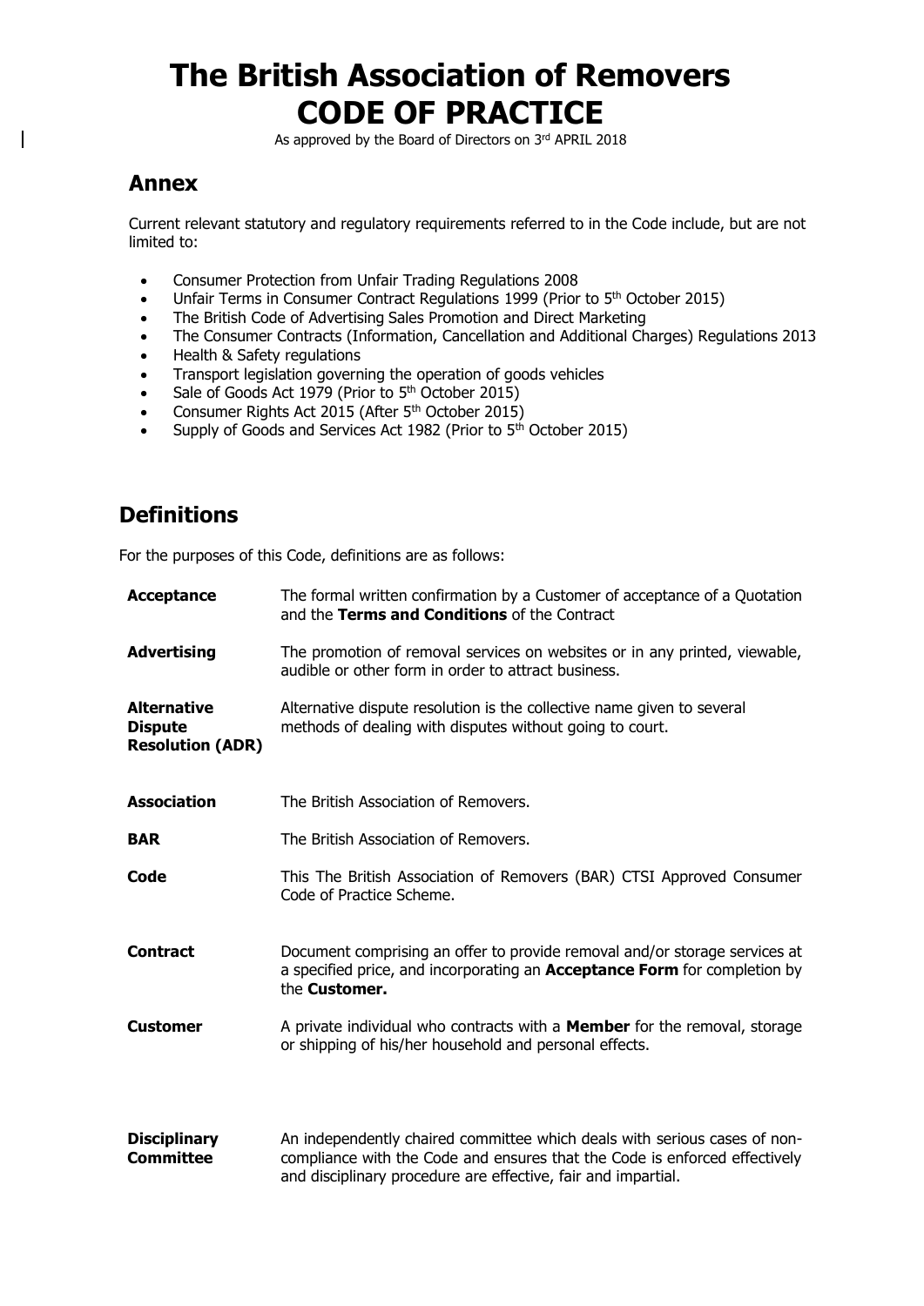# The British Association of Removers CODE OF PRACTICE

As approved by the Board of Directors on 3rd APRIL 2018

## Annex

Current relevant statutory and regulatory requirements referred to in the Code include, but are not limited to:

- Consumer Protection from Unfair Trading Regulations 2008
- Unfair Terms in Consumer Contract Regulations 1999 (Prior to 5th October 2015)
- The British Code of Advertising Sales Promotion and Direct Marketing
- The Consumer Contracts (Information, Cancellation and Additional Charges) Regulations 2013
- Health & Safety regulations
- Transport legislation governing the operation of goods vehicles
- Sale of Goods Act 1979 (Prior to 5th October 2015)
- Consumer Rights Act 2015 (After 5th October 2015)
- Supply of Goods and Services Act 1982 (Prior to 5th October 2015)

## Definitions

For the purposes of this Code, definitions are as follows:

| | |
|---|---|
| **Acceptance** | The formal written confirmation by a Customer of acceptance of a Quotation and the **Terms and Conditions** of the Contract |
| **Advertising** | The promotion of removal services on websites or in any printed, viewable, audible or other form in order to attract business. |
| **Alternative Dispute Resolution (ADR)** | Alternative dispute resolution is the collective name given to several methods of dealing with disputes without going to court. |
| **Association** | The British Association of Removers. |
| **BAR** | The British Association of Removers. |
| **Code** | This The British Association of Removers (BAR) CTSI Approved Consumer Code of Practice Scheme. |
| **Contract** | Document comprising an offer to provide removal and/or storage services at a specified price, and incorporating an **Acceptance Form** for completion by the **Customer.** |
| **Customer** | A private individual who contracts with a **Member** for the removal, storage or shipping of his/her household and personal effects. |
| **Disciplinary Committee** | An independently chaired committee which deals with serious cases of non-compliance with the Code and ensures that the Code is enforced effectively and disciplinary procedure are effective, fair and impartial. |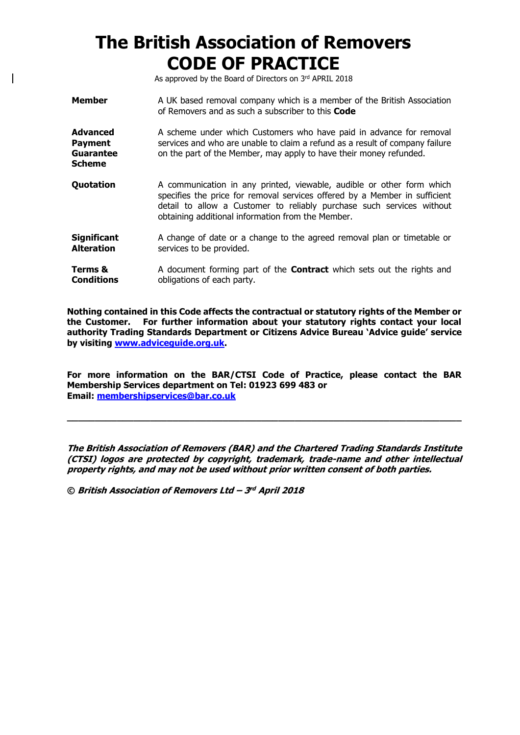# The British Association of Removers CODE OF PRACTICE

As approved by the Board of Directors on 3rd APRIL 2018

| | |
|---|---|
| **Member** | A UK based removal company which is a member of the British Association of Removers and as such a subscriber to this **Code** |
| **Advanced Payment Guarantee Scheme** | A scheme under which Customers who have paid in advance for removal services and who are unable to claim a refund as a result of company failure on the part of the Member, may apply to have their money refunded. |
| **Quotation** | A communication in any printed, viewable, audible or other form which specifies the price for removal services offered by a Member in sufficient detail to allow a Customer to reliably purchase such services without obtaining additional information from the Member. |
| **Significant Alteration** | A change of date or a change to the agreed removal plan or timetable or services to be provided. |
| **Terms & Conditions** | A document forming part of the **Contract** which sets out the rights and obligations of each party. |

**Nothing contained in this Code affects the contractual or statutory rights of the Member or the Customer. For further information about your statutory rights contact your local authority Trading Standards Department or Citizens Advice Bureau 'Advice guide' service by visiting [www.adviceguide.org.uk](http://www.adviceguide.org.uk).**

**For more information on the BAR/CTSI Code of Practice, please contact the BAR Membership Services department on Tel: 01923 699 483 or Email: [membershipservices@bar.co.uk](mailto:membershipservices@bar.co.uk)**

---

***The British Association of Removers (BAR) and the Chartered Trading Standards Institute (CTSI) logos are protected by copyright, trademark, trade-name and other intellectual property rights, and may not be used without prior written consent of both parties.***

***© British Association of Removers Ltd – 3rd April 2018***